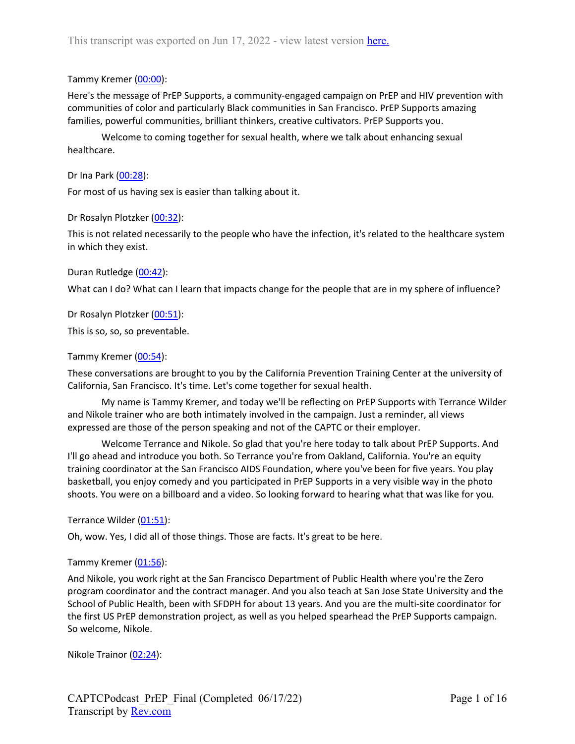This transcript was exported on Jun 17, 2022 - view latest version [here.](#)

Tammy Kremer ([00:00](#)):

Here's the message of PrEP Supports, a community-engaged campaign on PrEP and HIV prevention with communities of color and particularly Black communities in San Francisco. PrEP Supports amazing families, powerful communities, brilliant thinkers, creative cultivators. PrEP Supports you.

Welcome to coming together for sexual health, where we talk about enhancing sexual healthcare.

Dr Ina Park ([00:28](#)):

For most of us having sex is easier than talking about it.

Dr Rosalyn Plotzker ([00:32](#)):

This is not related necessarily to the people who have the infection, it's related to the healthcare system in which they exist.

Duran Rutledge ([00:42](#)):

What can I do? What can I learn that impacts change for the people that are in my sphere of influence?

Dr Rosalyn Plotzker ([00:51](#)):

This is so, so, so preventable.

Tammy Kremer ([00:54](#)):

These conversations are brought to you by the California Prevention Training Center at the university of California, San Francisco. It's time. Let's come together for sexual health.

My name is Tammy Kremer, and today we'll be reflecting on PrEP Supports with Terrance Wilder and Nikole trainer who are both intimately involved in the campaign. Just a reminder, all views expressed are those of the person speaking and not of the CAPTC or their employer.

Welcome Terrance and Nikole. So glad that you're here today to talk about PrEP Supports. And I'll go ahead and introduce you both. So Terrance you're from Oakland, California. You're an equity training coordinator at the San Francisco AIDS Foundation, where you've been for five years. You play basketball, you enjoy comedy and you participated in PrEP Supports in a very visible way in the photo shoots. You were on a billboard and a video. So looking forward to hearing what that was like for you.

Terrance Wilder ([01:51](#)):

Oh, wow. Yes, I did all of those things. Those are facts. It's great to be here.

Tammy Kremer ([01:56](#)):

And Nikole, you work right at the San Francisco Department of Public Health where you're the Zero program coordinator and the contract manager. And you also teach at San Jose State University and the School of Public Health, been with SFDPH for about 13 years. And you are the multi-site coordinator for the first US PrEP demonstration project, as well as you helped spearhead the PrEP Supports campaign. So welcome, Nikole.

Nikole Trainor ([02:24](#)):

CAPTCPodcast_PrEP_Final (Completed 06/17/22)
Transcript by [Rev.com](#)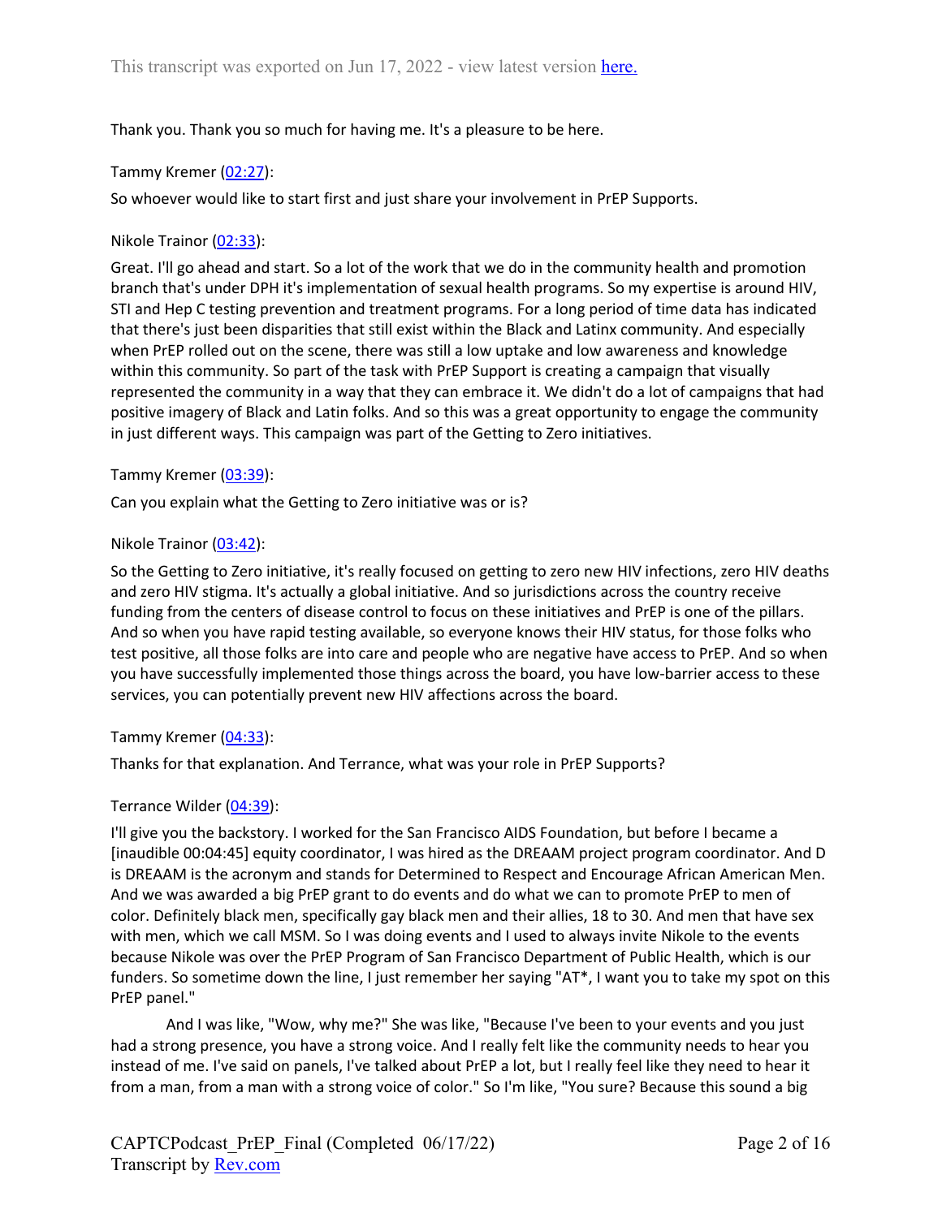Thank you. Thank you so much for having me. It's a pleasure to be here.

Tammy Kremer ([02:27](#)):

So whoever would like to start first and just share your involvement in PrEP Supports.

Nikole Trainor ([02:33](#)):

Great. I'll go ahead and start. So a lot of the work that we do in the community health and promotion branch that's under DPH it's implementation of sexual health programs. So my expertise is around HIV, STI and Hep C testing prevention and treatment programs. For a long period of time data has indicated that there's just been disparities that still exist within the Black and Latinx community. And especially when PrEP rolled out on the scene, there was still a low uptake and low awareness and knowledge within this community. So part of the task with PrEP Support is creating a campaign that visually represented the community in a way that they can embrace it. We didn't do a lot of campaigns that had positive imagery of Black and Latin folks. And so this was a great opportunity to engage the community in just different ways. This campaign was part of the Getting to Zero initiatives.

Tammy Kremer ([03:39](#)):

Can you explain what the Getting to Zero initiative was or is?

Nikole Trainor ([03:42](#)):

So the Getting to Zero initiative, it's really focused on getting to zero new HIV infections, zero HIV deaths and zero HIV stigma. It's actually a global initiative. And so jurisdictions across the country receive funding from the centers of disease control to focus on these initiatives and PrEP is one of the pillars. And so when you have rapid testing available, so everyone knows their HIV status, for those folks who test positive, all those folks are into care and people who are negative have access to PrEP. And so when you have successfully implemented those things across the board, you have low-barrier access to these services, you can potentially prevent new HIV affections across the board.

Tammy Kremer ([04:33](#)):

Thanks for that explanation. And Terrance, what was your role in PrEP Supports?

Terrance Wilder ([04:39](#)):

I'll give you the backstory. I worked for the San Francisco AIDS Foundation, but before I became a [inaudible 00:04:45] equity coordinator, I was hired as the DREAAM project program coordinator. And D is DREAAM is the acronym and stands for Determined to Respect and Encourage African American Men. And we was awarded a big PrEP grant to do events and do what we can to promote PrEP to men of color. Definitely black men, specifically gay black men and their allies, 18 to 30. And men that have sex with men, which we call MSM. So I was doing events and I used to always invite Nikole to the events because Nikole was over the PrEP Program of San Francisco Department of Public Health, which is our funders. So sometime down the line, I just remember her saying "AT*, I want you to take my spot on this PrEP panel."

And I was like, "Wow, why me?" She was like, "Because I've been to your events and you just had a strong presence, you have a strong voice. And I really felt like the community needs to hear you instead of me. I've said on panels, I've talked about PrEP a lot, but I really feel like they need to hear it from a man, from a man with a strong voice of color." So I'm like, "You sure? Because this sound a big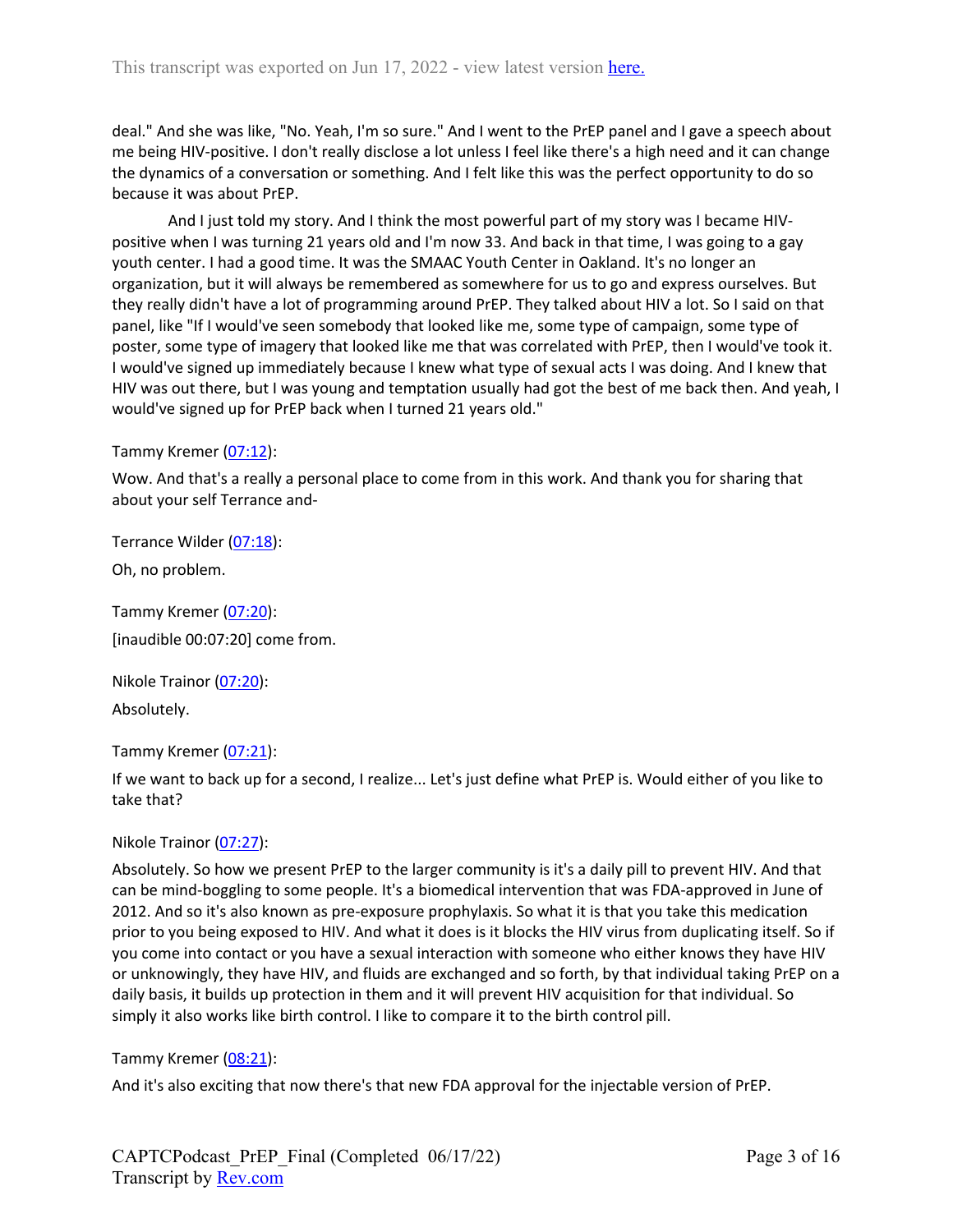deal." And she was like, "No. Yeah, I'm so sure." And I went to the PrEP panel and I gave a speech about me being HIV-positive. I don't really disclose a lot unless I feel like there's a high need and it can change the dynamics of a conversation or something. And I felt like this was the perfect opportunity to do so because it was about PrEP.

And I just told my story. And I think the most powerful part of my story was I became HIV-positive when I was turning 21 years old and I'm now 33. And back in that time, I was going to a gay youth center. I had a good time. It was the SMAAC Youth Center in Oakland. It's no longer an organization, but it will always be remembered as somewhere for us to go and express ourselves. But they really didn't have a lot of programming around PrEP. They talked about HIV a lot. So I said on that panel, like "If I would've seen somebody that looked like me, some type of campaign, some type of poster, some type of imagery that looked like me that was correlated with PrEP, then I would've took it. I would've signed up immediately because I knew what type of sexual acts I was doing. And I knew that HIV was out there, but I was young and temptation usually had got the best of me back then. And yeah, I would've signed up for PrEP back when I turned 21 years old."

Tammy Kremer (07:12):

Wow. And that's a really a personal place to come from in this work. And thank you for sharing that about your self Terrance and-

Terrance Wilder (07:18):

Oh, no problem.

Tammy Kremer (07:20):

[inaudible 00:07:20] come from.

Nikole Trainor (07:20):

Absolutely.

Tammy Kremer (07:21):

If we want to back up for a second, I realize... Let's just define what PrEP is. Would either of you like to take that?

Nikole Trainor (07:27):

Absolutely. So how we present PrEP to the larger community is it's a daily pill to prevent HIV. And that can be mind-boggling to some people. It's a biomedical intervention that was FDA-approved in June of 2012. And so it's also known as pre-exposure prophylaxis. So what it is that you take this medication prior to you being exposed to HIV. And what it does is it blocks the HIV virus from duplicating itself. So if you come into contact or you have a sexual interaction with someone who either knows they have HIV or unknowingly, they have HIV, and fluids are exchanged and so forth, by that individual taking PrEP on a daily basis, it builds up protection in them and it will prevent HIV acquisition for that individual. So simply it also works like birth control. I like to compare it to the birth control pill.

Tammy Kremer (08:21):

And it's also exciting that now there's that new FDA approval for the injectable version of PrEP.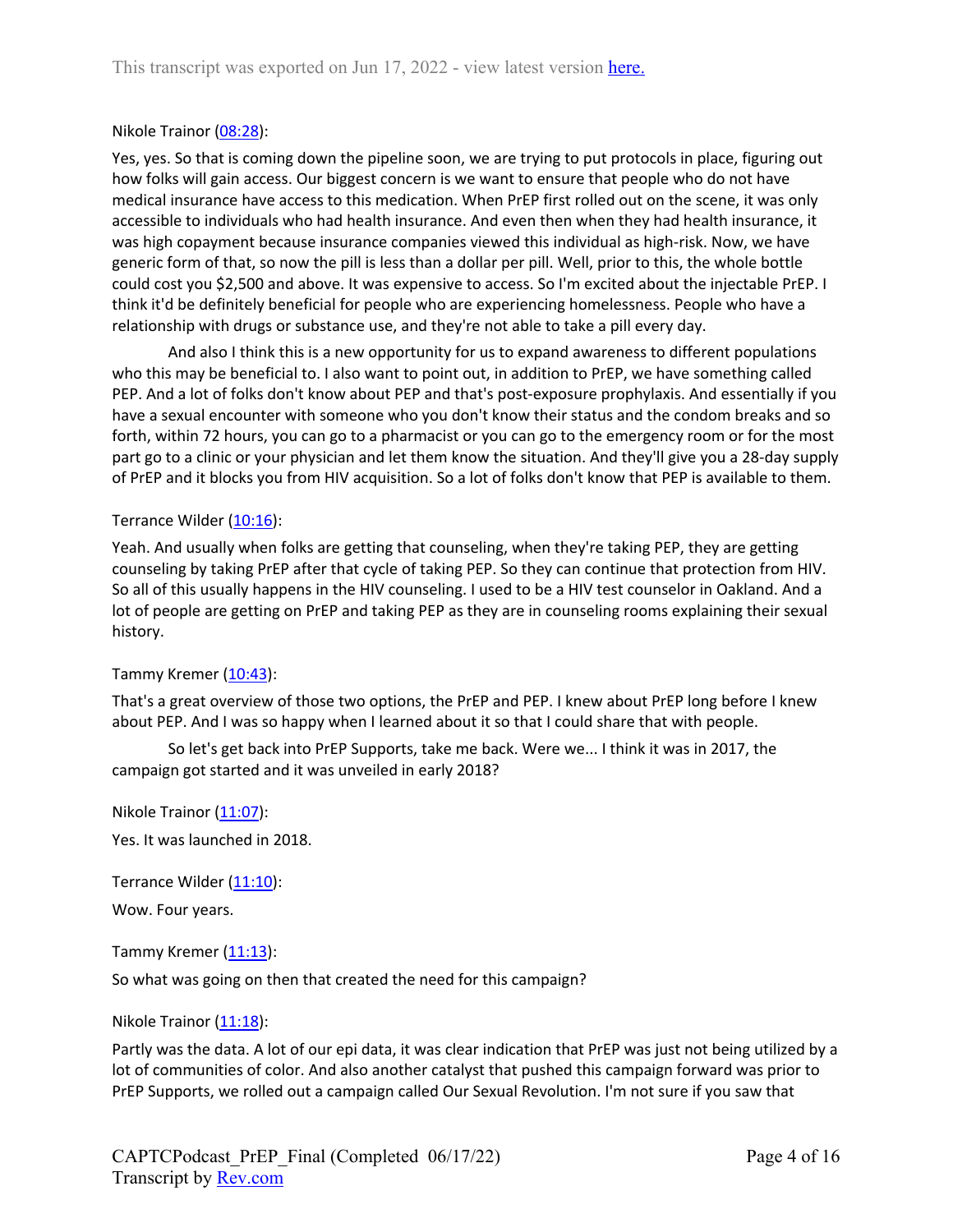Nikole Trainor ([08:28](#)):

Yes, yes. So that is coming down the pipeline soon, we are trying to put protocols in place, figuring out how folks will gain access. Our biggest concern is we want to ensure that people who do not have medical insurance have access to this medication. When PrEP first rolled out on the scene, it was only accessible to individuals who had health insurance. And even then when they had health insurance, it was high copayment because insurance companies viewed this individual as high-risk. Now, we have generic form of that, so now the pill is less than a dollar per pill. Well, prior to this, the whole bottle could cost you $2,500 and above. It was expensive to access. So I'm excited about the injectable PrEP. I think it'd be definitely beneficial for people who are experiencing homelessness. People who have a relationship with drugs or substance use, and they're not able to take a pill every day.

And also I think this is a new opportunity for us to expand awareness to different populations who this may be beneficial to. I also want to point out, in addition to PrEP, we have something called PEP. And a lot of folks don't know about PEP and that's post-exposure prophylaxis. And essentially if you have a sexual encounter with someone who you don't know their status and the condom breaks and so forth, within 72 hours, you can go to a pharmacist or you can go to the emergency room or for the most part go to a clinic or your physician and let them know the situation. And they'll give you a 28-day supply of PrEP and it blocks you from HIV acquisition. So a lot of folks don't know that PEP is available to them.

Terrance Wilder ([10:16](#)):

Yeah. And usually when folks are getting that counseling, when they're taking PEP, they are getting counseling by taking PrEP after that cycle of taking PEP. So they can continue that protection from HIV. So all of this usually happens in the HIV counseling. I used to be a HIV test counselor in Oakland. And a lot of people are getting on PrEP and taking PEP as they are in counseling rooms explaining their sexual history.

Tammy Kremer ([10:43](#)):

That's a great overview of those two options, the PrEP and PEP. I knew about PrEP long before I knew about PEP. And I was so happy when I learned about it so that I could share that with people.

So let's get back into PrEP Supports, take me back. Were we... I think it was in 2017, the campaign got started and it was unveiled in early 2018?

Nikole Trainor ([11:07](#)):

Yes. It was launched in 2018.

Terrance Wilder ([11:10](#)):

Wow. Four years.

Tammy Kremer ([11:13](#)):

So what was going on then that created the need for this campaign?

Nikole Trainor ([11:18](#)):

Partly was the data. A lot of our epi data, it was clear indication that PrEP was just not being utilized by a lot of communities of color. And also another catalyst that pushed this campaign forward was prior to PrEP Supports, we rolled out a campaign called Our Sexual Revolution. I'm not sure if you saw that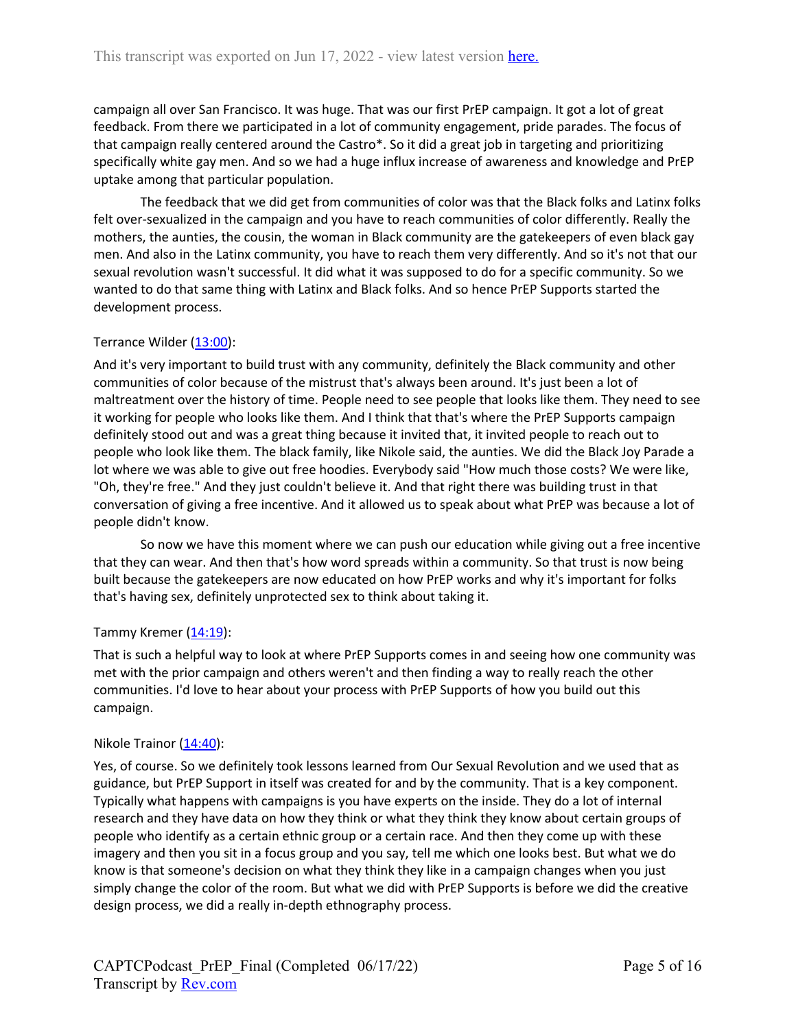campaign all over San Francisco. It was huge. That was our first PrEP campaign. It got a lot of great feedback. From there we participated in a lot of community engagement, pride parades. The focus of that campaign really centered around the Castro*. So it did a great job in targeting and prioritizing specifically white gay men. And so we had a huge influx increase of awareness and knowledge and PrEP uptake among that particular population.

The feedback that we did get from communities of color was that the Black folks and Latinx folks felt over-sexualized in the campaign and you have to reach communities of color differently. Really the mothers, the aunties, the cousin, the woman in Black community are the gatekeepers of even black gay men. And also in the Latinx community, you have to reach them very differently. And so it's not that our sexual revolution wasn't successful. It did what it was supposed to do for a specific community. So we wanted to do that same thing with Latinx and Black folks. And so hence PrEP Supports started the development process.

Terrance Wilder ([13:00](#)):

And it's very important to build trust with any community, definitely the Black community and other communities of color because of the mistrust that's always been around. It's just been a lot of maltreatment over the history of time. People need to see people that looks like them. They need to see it working for people who looks like them. And I think that that's where the PrEP Supports campaign definitely stood out and was a great thing because it invited that, it invited people to reach out to people who look like them. The black family, like Nikole said, the aunties. We did the Black Joy Parade a lot where we was able to give out free hoodies. Everybody said "How much those costs? We were like, "Oh, they're free." And they just couldn't believe it. And that right there was building trust in that conversation of giving a free incentive. And it allowed us to speak about what PrEP was because a lot of people didn't know.

So now we have this moment where we can push our education while giving out a free incentive that they can wear. And then that's how word spreads within a community. So that trust is now being built because the gatekeepers are now educated on how PrEP works and why it's important for folks that's having sex, definitely unprotected sex to think about taking it.

Tammy Kremer ([14:19](#)):

That is such a helpful way to look at where PrEP Supports comes in and seeing how one community was met with the prior campaign and others weren't and then finding a way to really reach the other communities. I'd love to hear about your process with PrEP Supports of how you build out this campaign.

Nikole Trainor ([14:40](#)):

Yes, of course. So we definitely took lessons learned from Our Sexual Revolution and we used that as guidance, but PrEP Support in itself was created for and by the community. That is a key component. Typically what happens with campaigns is you have experts on the inside. They do a lot of internal research and they have data on how they think or what they think they know about certain groups of people who identify as a certain ethnic group or a certain race. And then they come up with these imagery and then you sit in a focus group and you say, tell me which one looks best. But what we do know is that someone's decision on what they think they like in a campaign changes when you just simply change the color of the room. But what we did with PrEP Supports is before we did the creative design process, we did a really in-depth ethnography process.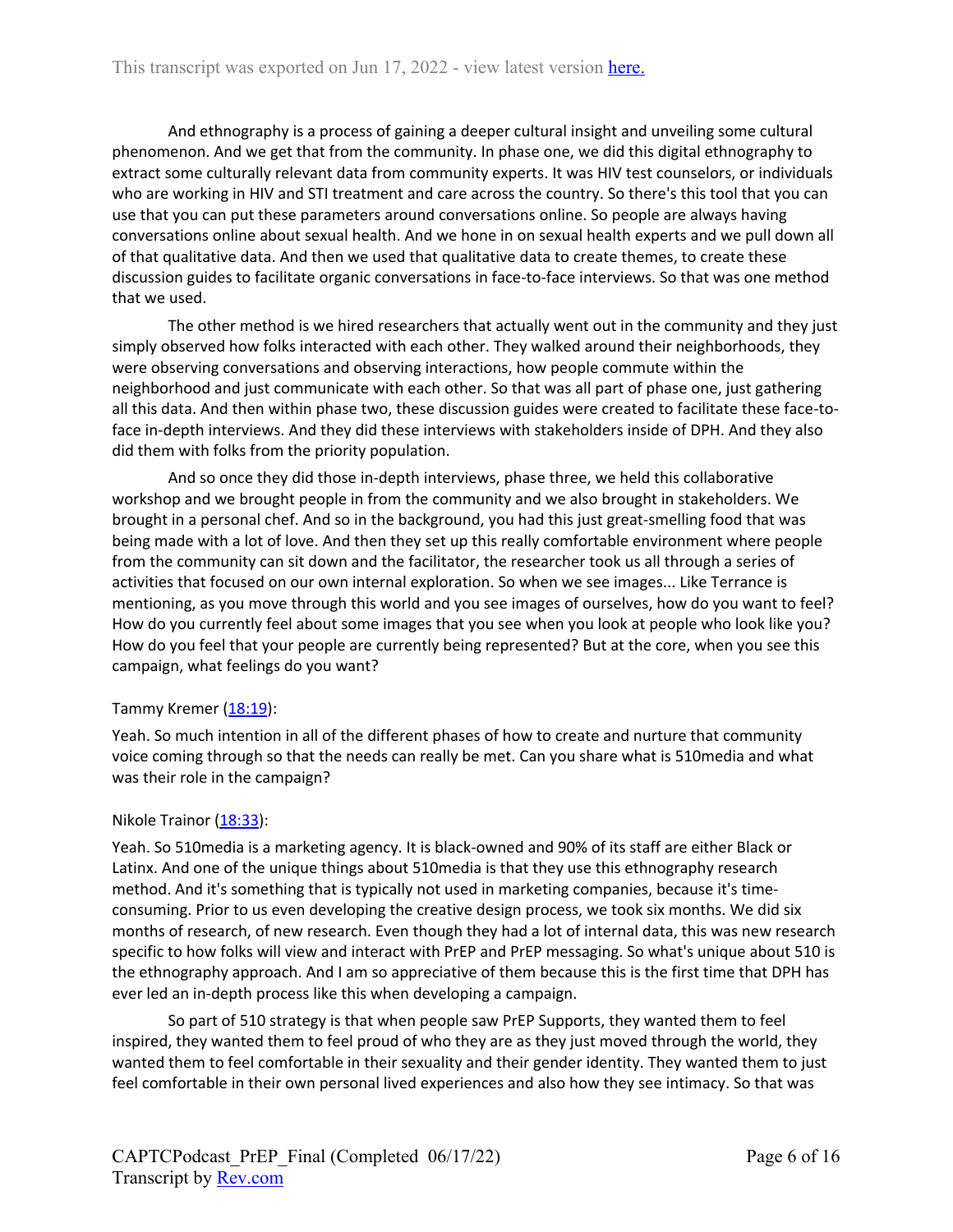And ethnography is a process of gaining a deeper cultural insight and unveiling some cultural phenomenon. And we get that from the community. In phase one, we did this digital ethnography to extract some culturally relevant data from community experts. It was HIV test counselors, or individuals who are working in HIV and STI treatment and care across the country. So there's this tool that you can use that you can put these parameters around conversations online. So people are always having conversations online about sexual health. And we hone in on sexual health experts and we pull down all of that qualitative data. And then we used that qualitative data to create themes, to create these discussion guides to facilitate organic conversations in face-to-face interviews. So that was one method that we used.

The other method is we hired researchers that actually went out in the community and they just simply observed how folks interacted with each other. They walked around their neighborhoods, they were observing conversations and observing interactions, how people commute within the neighborhood and just communicate with each other. So that was all part of phase one, just gathering all this data. And then within phase two, these discussion guides were created to facilitate these face-to-face in-depth interviews. And they did these interviews with stakeholders inside of DPH. And they also did them with folks from the priority population.

And so once they did those in-depth interviews, phase three, we held this collaborative workshop and we brought people in from the community and we also brought in stakeholders. We brought in a personal chef. And so in the background, you had this just great-smelling food that was being made with a lot of love. And then they set up this really comfortable environment where people from the community can sit down and the facilitator, the researcher took us all through a series of activities that focused on our own internal exploration. So when we see images... Like Terrance is mentioning, as you move through this world and you see images of ourselves, how do you want to feel? How do you currently feel about some images that you see when you look at people who look like you? How do you feel that your people are currently being represented? But at the core, when you see this campaign, what feelings do you want?

Tammy Kremer (18:19):

Yeah. So much intention in all of the different phases of how to create and nurture that community voice coming through so that the needs can really be met. Can you share what is 510media and what was their role in the campaign?

Nikole Trainor (18:33):

Yeah. So 510media is a marketing agency. It is black-owned and 90% of its staff are either Black or Latinx. And one of the unique things about 510media is that they use this ethnography research method. And it's something that is typically not used in marketing companies, because it's time-consuming. Prior to us even developing the creative design process, we took six months. We did six months of research, of new research. Even though they had a lot of internal data, this was new research specific to how folks will view and interact with PrEP and PrEP messaging. So what's unique about 510 is the ethnography approach. And I am so appreciative of them because this is the first time that DPH has ever led an in-depth process like this when developing a campaign.

So part of 510 strategy is that when people saw PrEP Supports, they wanted them to feel inspired, they wanted them to feel proud of who they are as they just moved through the world, they wanted them to feel comfortable in their sexuality and their gender identity. They wanted them to just feel comfortable in their own personal lived experiences and also how they see intimacy. So that was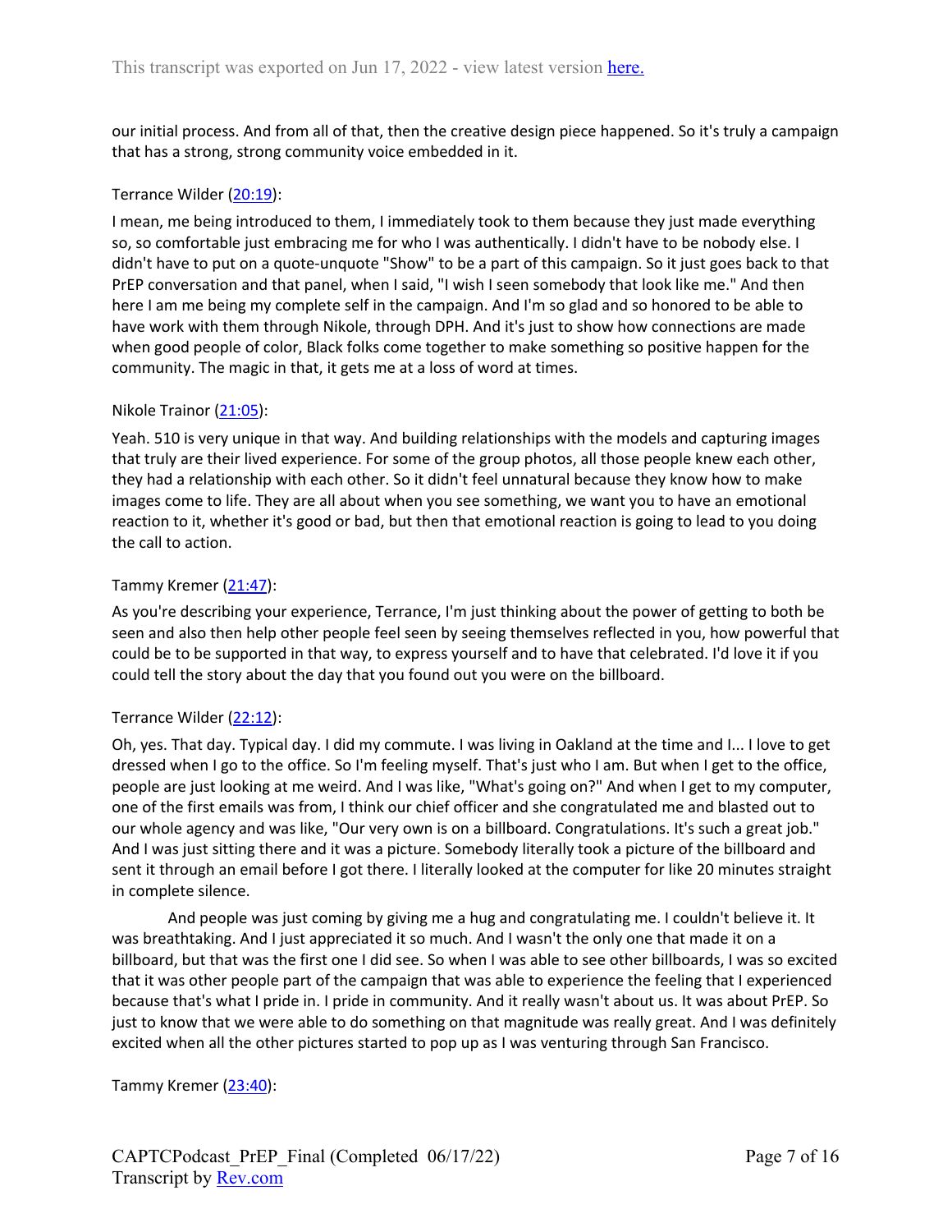our initial process. And from all of that, then the creative design piece happened. So it's truly a campaign that has a strong, strong community voice embedded in it.

Terrance Wilder ([20:19](#)):

I mean, me being introduced to them, I immediately took to them because they just made everything so, so comfortable just embracing me for who I was authentically. I didn't have to be nobody else. I didn't have to put on a quote-unquote "Show" to be a part of this campaign. So it just goes back to that PrEP conversation and that panel, when I said, "I wish I seen somebody that look like me." And then here I am me being my complete self in the campaign. And I'm so glad and so honored to be able to have work with them through Nikole, through DPH. And it's just to show how connections are made when good people of color, Black folks come together to make something so positive happen for the community. The magic in that, it gets me at a loss of word at times.

Nikole Trainor ([21:05](#)):

Yeah. 510 is very unique in that way. And building relationships with the models and capturing images that truly are their lived experience. For some of the group photos, all those people knew each other, they had a relationship with each other. So it didn't feel unnatural because they know how to make images come to life. They are all about when you see something, we want you to have an emotional reaction to it, whether it's good or bad, but then that emotional reaction is going to lead to you doing the call to action.

Tammy Kremer ([21:47](#)):

As you're describing your experience, Terrance, I'm just thinking about the power of getting to both be seen and also then help other people feel seen by seeing themselves reflected in you, how powerful that could be to be supported in that way, to express yourself and to have that celebrated. I'd love it if you could tell the story about the day that you found out you were on the billboard.

Terrance Wilder ([22:12](#)):

Oh, yes. That day. Typical day. I did my commute. I was living in Oakland at the time and I... I love to get dressed when I go to the office. So I'm feeling myself. That's just who I am. But when I get to the office, people are just looking at me weird. And I was like, "What's going on?" And when I get to my computer, one of the first emails was from, I think our chief officer and she congratulated me and blasted out to our whole agency and was like, "Our very own is on a billboard. Congratulations. It's such a great job." And I was just sitting there and it was a picture. Somebody literally took a picture of the billboard and sent it through an email before I got there. I literally looked at the computer for like 20 minutes straight in complete silence.

And people was just coming by giving me a hug and congratulating me. I couldn't believe it. It was breathtaking. And I just appreciated it so much. And I wasn't the only one that made it on a billboard, but that was the first one I did see. So when I was able to see other billboards, I was so excited that it was other people part of the campaign that was able to experience the feeling that I experienced because that's what I pride in. I pride in community. And it really wasn't about us. It was about PrEP. So just to know that we were able to do something on that magnitude was really great. And I was definitely excited when all the other pictures started to pop up as I was venturing through San Francisco.

Tammy Kremer ([23:40](#)):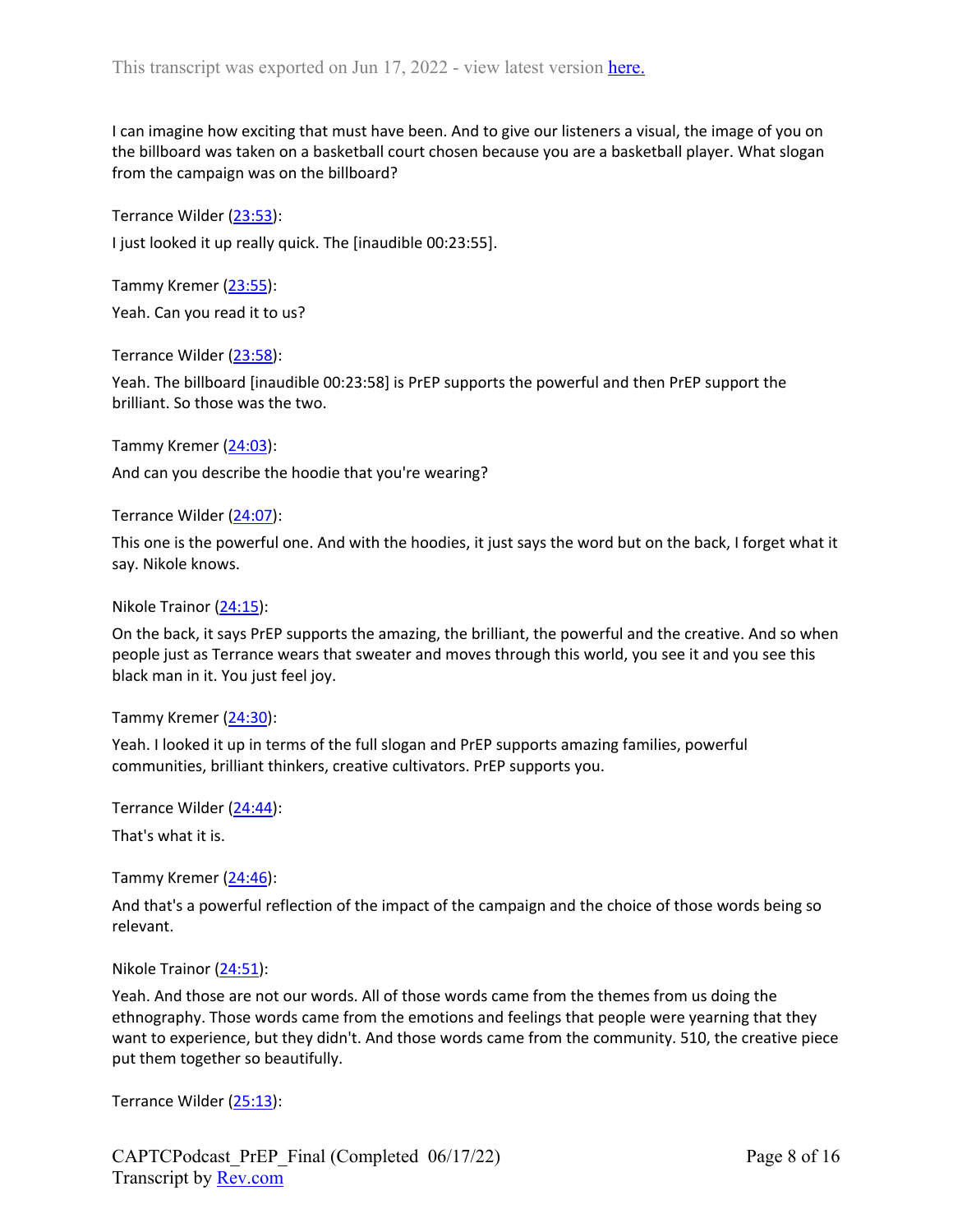I can imagine how exciting that must have been. And to give our listeners a visual, the image of you on the billboard was taken on a basketball court chosen because you are a basketball player. What slogan from the campaign was on the billboard?

Terrance Wilder (23:53):

I just looked it up really quick. The [inaudible 00:23:55].

Tammy Kremer (23:55):

Yeah. Can you read it to us?

Terrance Wilder (23:58):

Yeah. The billboard [inaudible 00:23:58] is PrEP supports the powerful and then PrEP support the brilliant. So those was the two.

Tammy Kremer (24:03):

And can you describe the hoodie that you're wearing?

Terrance Wilder (24:07):

This one is the powerful one. And with the hoodies, it just says the word but on the back, I forget what it say. Nikole knows.

Nikole Trainor (24:15):

On the back, it says PrEP supports the amazing, the brilliant, the powerful and the creative. And so when people just as Terrance wears that sweater and moves through this world, you see it and you see this black man in it. You just feel joy.

Tammy Kremer (24:30):

Yeah. I looked it up in terms of the full slogan and PrEP supports amazing families, powerful communities, brilliant thinkers, creative cultivators. PrEP supports you.

Terrance Wilder (24:44):

That's what it is.

Tammy Kremer (24:46):

And that's a powerful reflection of the impact of the campaign and the choice of those words being so relevant.

Nikole Trainor (24:51):

Yeah. And those are not our words. All of those words came from the themes from us doing the ethnography. Those words came from the emotions and feelings that people were yearning that they want to experience, but they didn't. And those words came from the community. 510, the creative piece put them together so beautifully.

Terrance Wilder (25:13):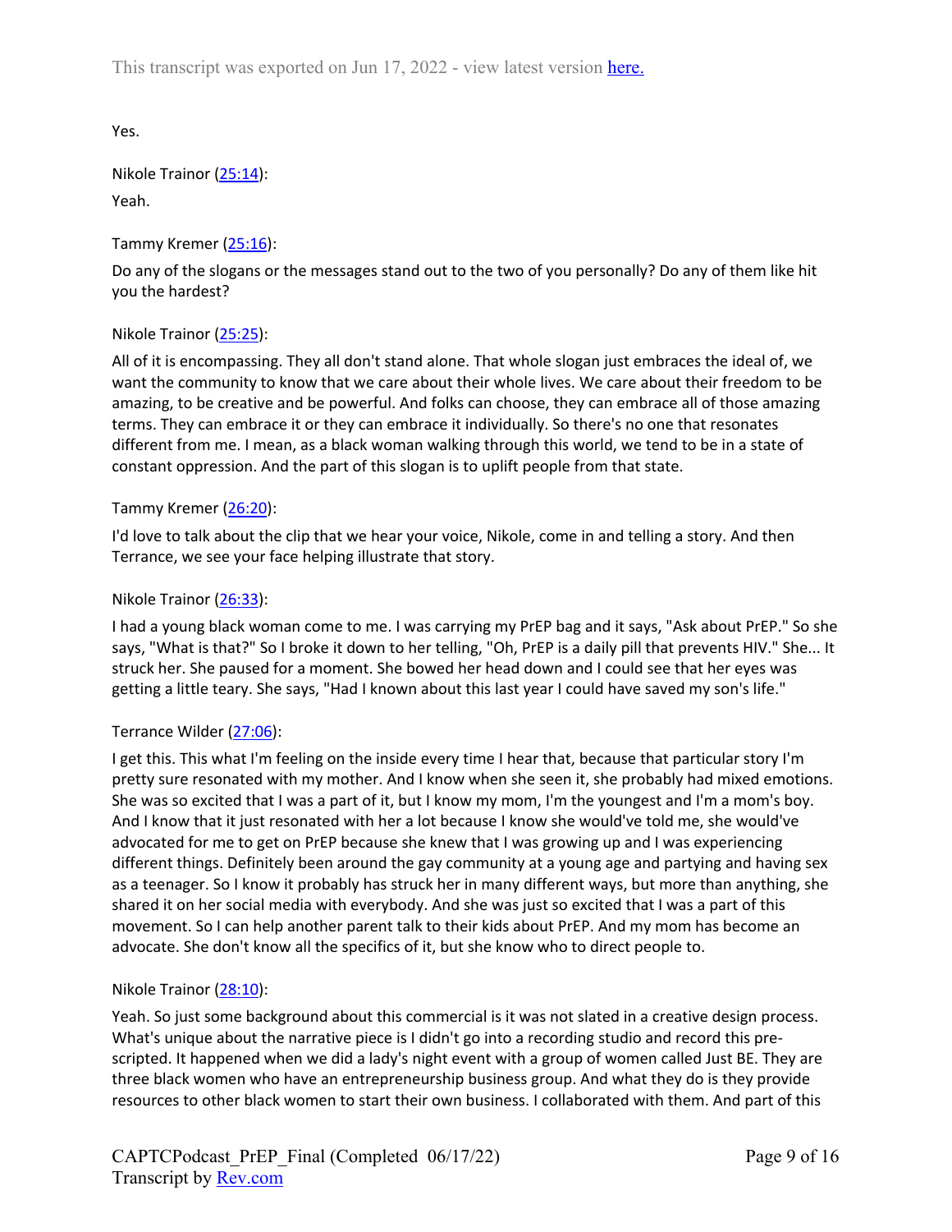Yes.

Nikole Trainor ([25:14](#)):

Yeah.

Tammy Kremer ([25:16](#)):

Do any of the slogans or the messages stand out to the two of you personally? Do any of them like hit you the hardest?

Nikole Trainor ([25:25](#)):

All of it is encompassing. They all don't stand alone. That whole slogan just embraces the ideal of, we want the community to know that we care about their whole lives. We care about their freedom to be amazing, to be creative and be powerful. And folks can choose, they can embrace all of those amazing terms. They can embrace it or they can embrace it individually. So there's no one that resonates different from me. I mean, as a black woman walking through this world, we tend to be in a state of constant oppression. And the part of this slogan is to uplift people from that state.

Tammy Kremer ([26:20](#)):

I'd love to talk about the clip that we hear your voice, Nikole, come in and telling a story. And then Terrance, we see your face helping illustrate that story.

Nikole Trainor ([26:33](#)):

I had a young black woman come to me. I was carrying my PrEP bag and it says, "Ask about PrEP." So she says, "What is that?" So I broke it down to her telling, "Oh, PrEP is a daily pill that prevents HIV." She... It struck her. She paused for a moment. She bowed her head down and I could see that her eyes was getting a little teary. She says, "Had I known about this last year I could have saved my son's life."

Terrance Wilder ([27:06](#)):

I get this. This what I'm feeling on the inside every time I hear that, because that particular story I'm pretty sure resonated with my mother. And I know when she seen it, she probably had mixed emotions. She was so excited that I was a part of it, but I know my mom, I'm the youngest and I'm a mom's boy. And I know that it just resonated with her a lot because I know she would've told me, she would've advocated for me to get on PrEP because she knew that I was growing up and I was experiencing different things. Definitely been around the gay community at a young age and partying and having sex as a teenager. So I know it probably has struck her in many different ways, but more than anything, she shared it on her social media with everybody. And she was just so excited that I was a part of this movement. So I can help another parent talk to their kids about PrEP. And my mom has become an advocate. She don't know all the specifics of it, but she know who to direct people to.

Nikole Trainor ([28:10](#)):

Yeah. So just some background about this commercial is it was not slated in a creative design process. What's unique about the narrative piece is I didn't go into a recording studio and record this pre-scripted. It happened when we did a lady's night event with a group of women called Just BE. They are three black women who have an entrepreneurship business group. And what they do is they provide resources to other black women to start their own business. I collaborated with them. And part of this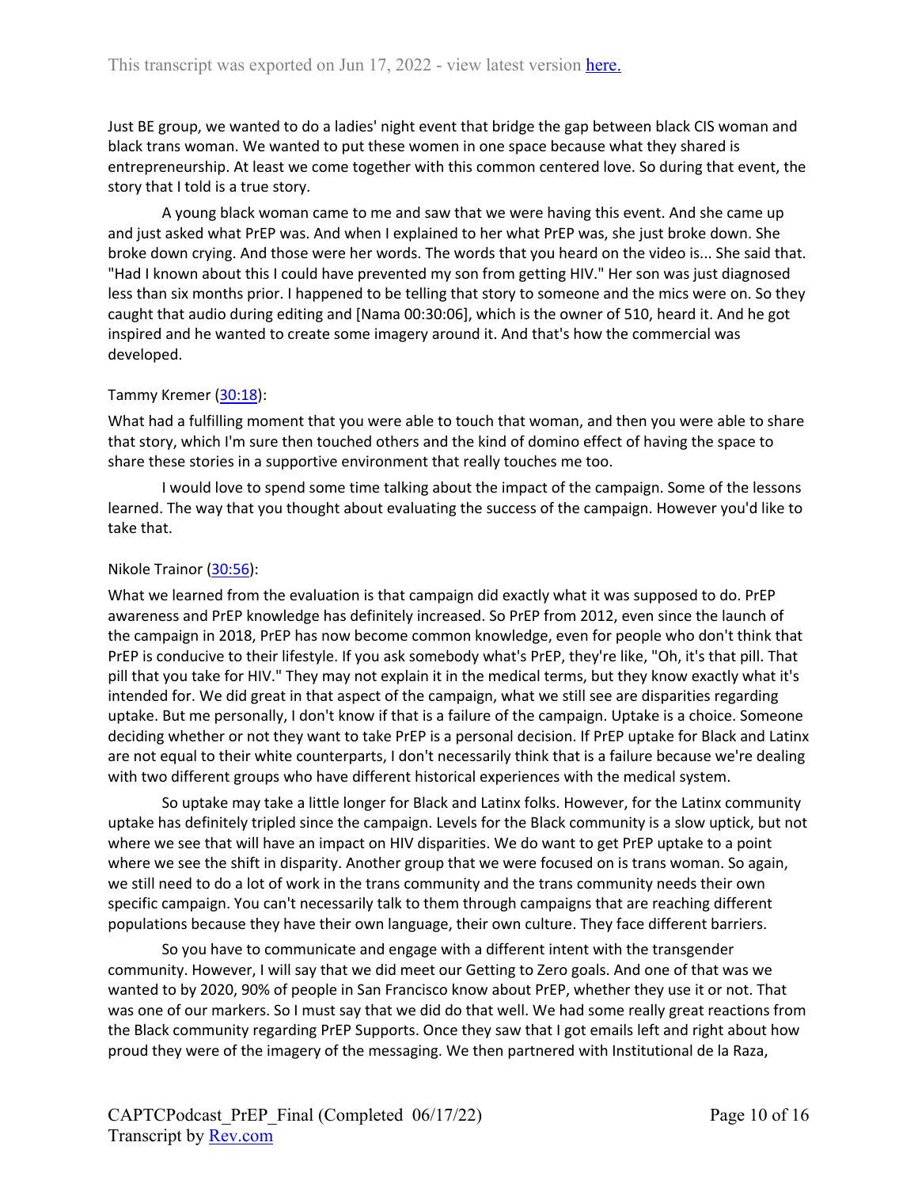Just BE group, we wanted to do a ladies' night event that bridge the gap between black CIS woman and black trans woman. We wanted to put these women in one space because what they shared is entrepreneurship. At least we come together with this common centered love. So during that event, the story that I told is a true story.

A young black woman came to me and saw that we were having this event. And she came up and just asked what PrEP was. And when I explained to her what PrEP was, she just broke down. She broke down crying. And those were her words. The words that you heard on the video is... She said that. "Had I known about this I could have prevented my son from getting HIV." Her son was just diagnosed less than six months prior. I happened to be telling that story to someone and the mics were on. So they caught that audio during editing and [Nama 00:30:06], which is the owner of 510, heard it. And he got inspired and he wanted to create some imagery around it. And that's how the commercial was developed.

Tammy Kremer (30:18):

What had a fulfilling moment that you were able to touch that woman, and then you were able to share that story, which I'm sure then touched others and the kind of domino effect of having the space to share these stories in a supportive environment that really touches me too.

I would love to spend some time talking about the impact of the campaign. Some of the lessons learned. The way that you thought about evaluating the success of the campaign. However you'd like to take that.

Nikole Trainor (30:56):

What we learned from the evaluation is that campaign did exactly what it was supposed to do. PrEP awareness and PrEP knowledge has definitely increased. So PrEP from 2012, even since the launch of the campaign in 2018, PrEP has now become common knowledge, even for people who don't think that PrEP is conducive to their lifestyle. If you ask somebody what's PrEP, they're like, "Oh, it's that pill. That pill that you take for HIV." They may not explain it in the medical terms, but they know exactly what it's intended for. We did great in that aspect of the campaign, what we still see are disparities regarding uptake. But me personally, I don't know if that is a failure of the campaign. Uptake is a choice. Someone deciding whether or not they want to take PrEP is a personal decision. If PrEP uptake for Black and Latinx are not equal to their white counterparts, I don't necessarily think that is a failure because we're dealing with two different groups who have different historical experiences with the medical system.

So uptake may take a little longer for Black and Latinx folks. However, for the Latinx community uptake has definitely tripled since the campaign. Levels for the Black community is a slow uptick, but not where we see that will have an impact on HIV disparities. We do want to get PrEP uptake to a point where we see the shift in disparity. Another group that we were focused on is trans woman. So again, we still need to do a lot of work in the trans community and the trans community needs their own specific campaign. You can't necessarily talk to them through campaigns that are reaching different populations because they have their own language, their own culture. They face different barriers.

So you have to communicate and engage with a different intent with the transgender community. However, I will say that we did meet our Getting to Zero goals. And one of that was we wanted to by 2020, 90% of people in San Francisco know about PrEP, whether they use it or not. That was one of our markers. So I must say that we did do that well. We had some really great reactions from the Black community regarding PrEP Supports. Once they saw that I got emails left and right about how proud they were of the imagery of the messaging. We then partnered with Institutional de la Raza,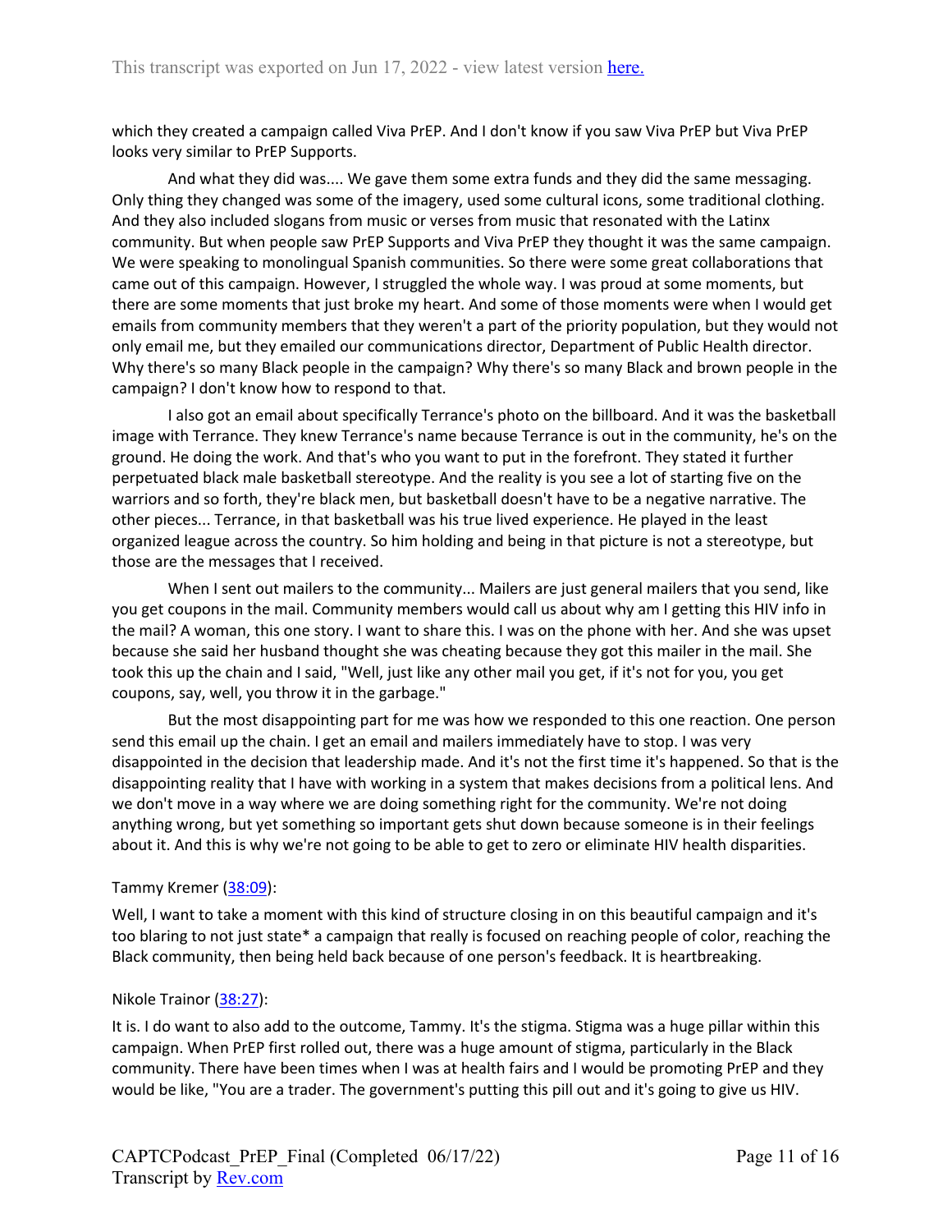which they created a campaign called Viva PrEP. And I don't know if you saw Viva PrEP but Viva PrEP looks very similar to PrEP Supports.

And what they did was.... We gave them some extra funds and they did the same messaging. Only thing they changed was some of the imagery, used some cultural icons, some traditional clothing. And they also included slogans from music or verses from music that resonated with the Latinx community. But when people saw PrEP Supports and Viva PrEP they thought it was the same campaign. We were speaking to monolingual Spanish communities. So there were some great collaborations that came out of this campaign. However, I struggled the whole way. I was proud at some moments, but there are some moments that just broke my heart. And some of those moments were when I would get emails from community members that they weren't a part of the priority population, but they would not only email me, but they emailed our communications director, Department of Public Health director. Why there's so many Black people in the campaign? Why there's so many Black and brown people in the campaign? I don't know how to respond to that.

I also got an email about specifically Terrance's photo on the billboard. And it was the basketball image with Terrance. They knew Terrance's name because Terrance is out in the community, he's on the ground. He doing the work. And that's who you want to put in the forefront. They stated it further perpetuated black male basketball stereotype. And the reality is you see a lot of starting five on the warriors and so forth, they're black men, but basketball doesn't have to be a negative narrative. The other pieces... Terrance, in that basketball was his true lived experience. He played in the least organized league across the country. So him holding and being in that picture is not a stereotype, but those are the messages that I received.

When I sent out mailers to the community... Mailers are just general mailers that you send, like you get coupons in the mail. Community members would call us about why am I getting this HIV info in the mail? A woman, this one story. I want to share this. I was on the phone with her. And she was upset because she said her husband thought she was cheating because they got this mailer in the mail. She took this up the chain and I said, "Well, just like any other mail you get, if it's not for you, you get coupons, say, well, you throw it in the garbage."

But the most disappointing part for me was how we responded to this one reaction. One person send this email up the chain. I get an email and mailers immediately have to stop. I was very disappointed in the decision that leadership made. And it's not the first time it's happened. So that is the disappointing reality that I have with working in a system that makes decisions from a political lens. And we don't move in a way where we are doing something right for the community. We're not doing anything wrong, but yet something so important gets shut down because someone is in their feelings about it. And this is why we're not going to be able to get to zero or eliminate HIV health disparities.

Tammy Kremer ([38:09](#)):

Well, I want to take a moment with this kind of structure closing in on this beautiful campaign and it's too blaring to not just state* a campaign that really is focused on reaching people of color, reaching the Black community, then being held back because of one person's feedback. It is heartbreaking.

Nikole Trainor ([38:27](#)):

It is. I do want to also add to the outcome, Tammy. It's the stigma. Stigma was a huge pillar within this campaign. When PrEP first rolled out, there was a huge amount of stigma, particularly in the Black community. There have been times when I was at health fairs and I would be promoting PrEP and they would be like, "You are a trader. The government's putting this pill out and it's going to give us HIV.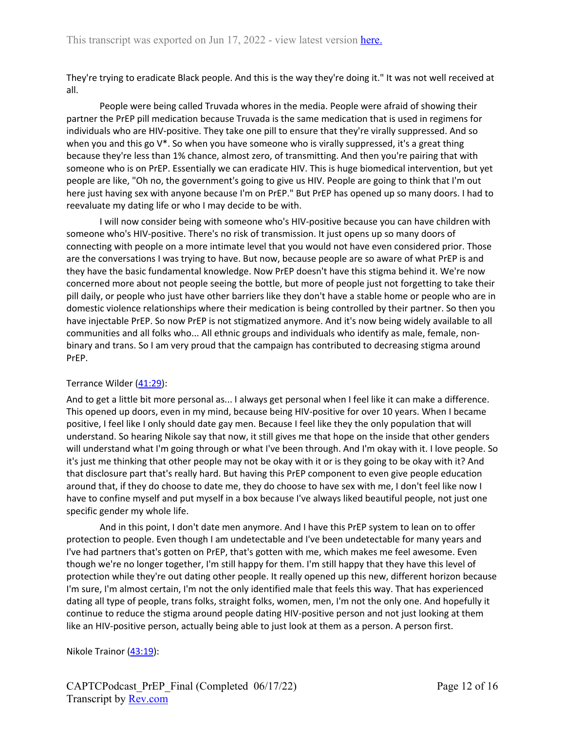They're trying to eradicate Black people. And this is the way they're doing it." It was not well received at all.

People were being called Truvada whores in the media. People were afraid of showing their partner the PrEP pill medication because Truvada is the same medication that is used in regimens for individuals who are HIV-positive. They take one pill to ensure that they're virally suppressed. And so when you and this go V*. So when you have someone who is virally suppressed, it's a great thing because they're less than 1% chance, almost zero, of transmitting. And then you're pairing that with someone who is on PrEP. Essentially we can eradicate HIV. This is huge biomedical intervention, but yet people are like, "Oh no, the government's going to give us HIV. People are going to think that I'm out here just having sex with anyone because I'm on PrEP." But PrEP has opened up so many doors. I had to reevaluate my dating life or who I may decide to be with.

I will now consider being with someone who's HIV-positive because you can have children with someone who's HIV-positive. There's no risk of transmission. It just opens up so many doors of connecting with people on a more intimate level that you would not have even considered prior. Those are the conversations I was trying to have. But now, because people are so aware of what PrEP is and they have the basic fundamental knowledge. Now PrEP doesn't have this stigma behind it. We're now concerned more about not people seeing the bottle, but more of people just not forgetting to take their pill daily, or people who just have other barriers like they don't have a stable home or people who are in domestic violence relationships where their medication is being controlled by their partner. So then you have injectable PrEP. So now PrEP is not stigmatized anymore. And it's now being widely available to all communities and all folks who... All ethnic groups and individuals who identify as male, female, non-binary and trans. So I am very proud that the campaign has contributed to decreasing stigma around PrEP.

Terrance Wilder ([41:29](#)):

And to get a little bit more personal as... I always get personal when I feel like it can make a difference. This opened up doors, even in my mind, because being HIV-positive for over 10 years. When I became positive, I feel like I only should date gay men. Because I feel like they the only population that will understand. So hearing Nikole say that now, it still gives me that hope on the inside that other genders will understand what I'm going through or what I've been through. And I'm okay with it. I love people. So it's just me thinking that other people may not be okay with it or is they going to be okay with it? And that disclosure part that's really hard. But having this PrEP component to even give people education around that, if they do choose to date me, they do choose to have sex with me, I don't feel like now I have to confine myself and put myself in a box because I've always liked beautiful people, not just one specific gender my whole life.

And in this point, I don't date men anymore. And I have this PrEP system to lean on to offer protection to people. Even though I am undetectable and I've been undetectable for many years and I've had partners that's gotten on PrEP, that's gotten with me, which makes me feel awesome. Even though we're no longer together, I'm still happy for them. I'm still happy that they have this level of protection while they're out dating other people. It really opened up this new, different horizon because I'm sure, I'm almost certain, I'm not the only identified male that feels this way. That has experienced dating all type of people, trans folks, straight folks, women, men, I'm not the only one. And hopefully it continue to reduce the stigma around people dating HIV-positive person and not just looking at them like an HIV-positive person, actually being able to just look at them as a person. A person first.

Nikole Trainor ([43:19](#)):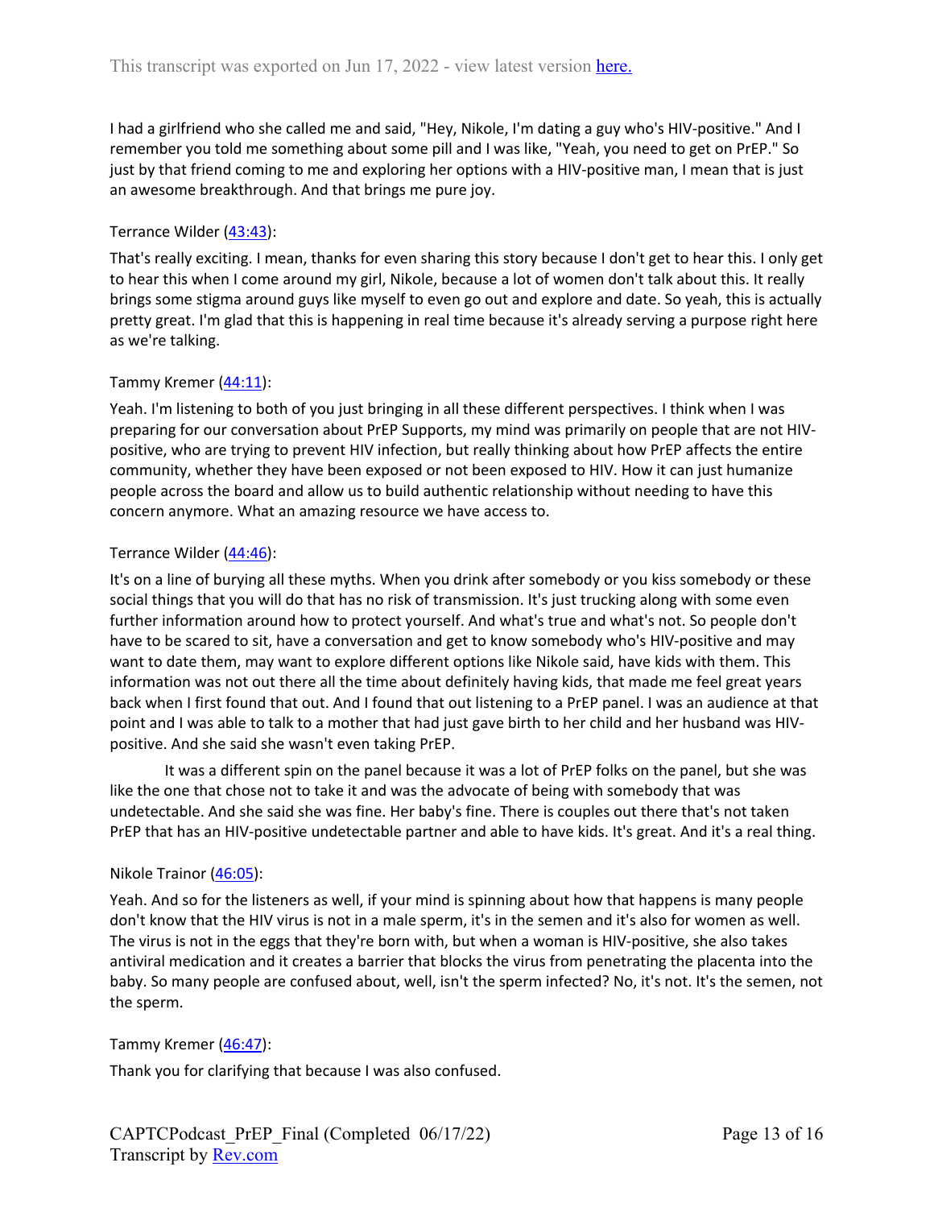I had a girlfriend who she called me and said, "Hey, Nikole, I'm dating a guy who's HIV-positive." And I remember you told me something about some pill and I was like, "Yeah, you need to get on PrEP." So just by that friend coming to me and exploring her options with a HIV-positive man, I mean that is just an awesome breakthrough. And that brings me pure joy.

Terrance Wilder (43:43):

That's really exciting. I mean, thanks for even sharing this story because I don't get to hear this. I only get to hear this when I come around my girl, Nikole, because a lot of women don't talk about this. It really brings some stigma around guys like myself to even go out and explore and date. So yeah, this is actually pretty great. I'm glad that this is happening in real time because it's already serving a purpose right here as we're talking.

Tammy Kremer (44:11):

Yeah. I'm listening to both of you just bringing in all these different perspectives. I think when I was preparing for our conversation about PrEP Supports, my mind was primarily on people that are not HIV-positive, who are trying to prevent HIV infection, but really thinking about how PrEP affects the entire community, whether they have been exposed or not been exposed to HIV. How it can just humanize people across the board and allow us to build authentic relationship without needing to have this concern anymore. What an amazing resource we have access to.

Terrance Wilder (44:46):

It's on a line of burying all these myths. When you drink after somebody or you kiss somebody or these social things that you will do that has no risk of transmission. It's just trucking along with some even further information around how to protect yourself. And what's true and what's not. So people don't have to be scared to sit, have a conversation and get to know somebody who's HIV-positive and may want to date them, may want to explore different options like Nikole said, have kids with them. This information was not out there all the time about definitely having kids, that made me feel great years back when I first found that out. And I found that out listening to a PrEP panel. I was an audience at that point and I was able to talk to a mother that had just gave birth to her child and her husband was HIV-positive. And she said she wasn't even taking PrEP.

It was a different spin on the panel because it was a lot of PrEP folks on the panel, but she was like the one that chose not to take it and was the advocate of being with somebody that was undetectable. And she said she was fine. Her baby's fine. There is couples out there that's not taken PrEP that has an HIV-positive undetectable partner and able to have kids. It's great. And it's a real thing.

Nikole Trainor (46:05):

Yeah. And so for the listeners as well, if your mind is spinning about how that happens is many people don't know that the HIV virus is not in a male sperm, it's in the semen and it's also for women as well. The virus is not in the eggs that they're born with, but when a woman is HIV-positive, she also takes antiviral medication and it creates a barrier that blocks the virus from penetrating the placenta into the baby. So many people are confused about, well, isn't the sperm infected? No, it's not. It's the semen, not the sperm.

Tammy Kremer (46:47):

Thank you for clarifying that because I was also confused.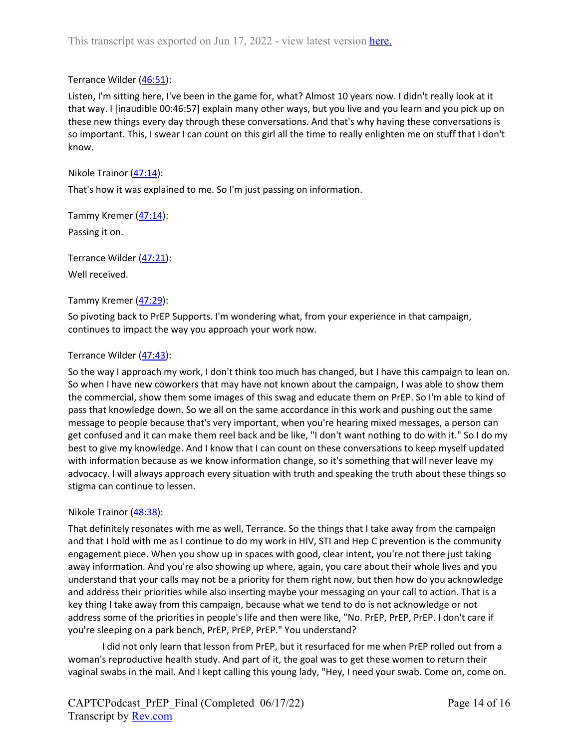Terrance Wilder (46:51):

Listen, I'm sitting here, I've been in the game for, what? Almost 10 years now. I didn't really look at it that way. I [inaudible 00:46:57] explain many other ways, but you live and you learn and you pick up on these new things every day through these conversations. And that's why having these conversations is so important. This, I swear I can count on this girl all the time to really enlighten me on stuff that I don't know.

Nikole Trainor (47:14):

That's how it was explained to me. So I'm just passing on information.

Tammy Kremer (47:14):

Passing it on.

Terrance Wilder (47:21):

Well received.

Tammy Kremer (47:29):

So pivoting back to PrEP Supports. I'm wondering what, from your experience in that campaign, continues to impact the way you approach your work now.

Terrance Wilder (47:43):

So the way I approach my work, I don't think too much has changed, but I have this campaign to lean on. So when I have new coworkers that may have not known about the campaign, I was able to show them the commercial, show them some images of this swag and educate them on PrEP. So I'm able to kind of pass that knowledge down. So we all on the same accordance in this work and pushing out the same message to people because that's very important, when you're hearing mixed messages, a person can get confused and it can make them reel back and be like, "I don't want nothing to do with it." So I do my best to give my knowledge. And I know that I can count on these conversations to keep myself updated with information because as we know information change, so it's something that will never leave my advocacy. I will always approach every situation with truth and speaking the truth about these things so stigma can continue to lessen.

Nikole Trainor (48:38):

That definitely resonates with me as well, Terrance. So the things that I take away from the campaign and that I hold with me as I continue to do my work in HIV, STI and Hep C prevention is the community engagement piece. When you show up in spaces with good, clear intent, you're not there just taking away information. And you're also showing up where, again, you care about their whole lives and you understand that your calls may not be a priority for them right now, but then how do you acknowledge and address their priorities while also inserting maybe your messaging on your call to action. That is a key thing I take away from this campaign, because what we tend to do is not acknowledge or not address some of the priorities in people's life and then were like, "No. PrEP, PrEP, PrEP. I don't care if you're sleeping on a park bench, PrEP, PrEP, PrEP." You understand?

I did not only learn that lesson from PrEP, but it resurfaced for me when PrEP rolled out from a woman's reproductive health study. And part of it, the goal was to get these women to return their vaginal swabs in the mail. And I kept calling this young lady, "Hey, I need your swab. Come on, come on.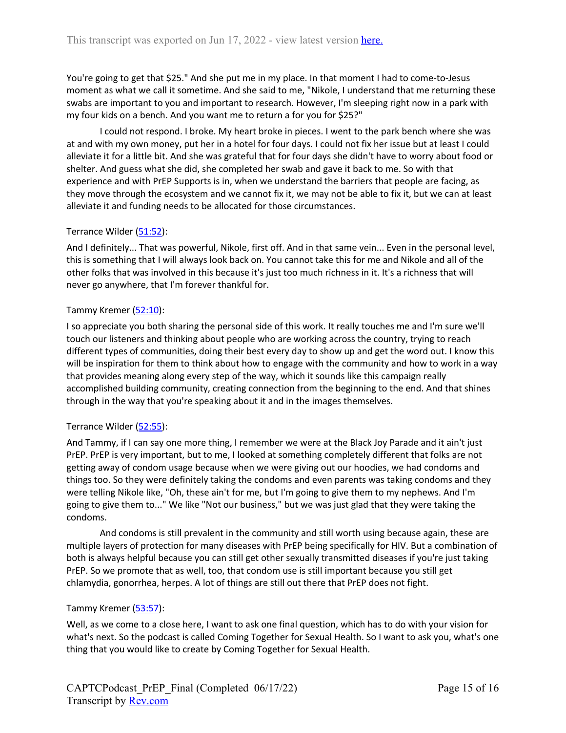You're going to get that $25." And she put me in my place. In that moment I had to come-to-Jesus moment as what we call it sometime. And she said to me, "Nikole, I understand that me returning these swabs are important to you and important to research. However, I'm sleeping right now in a park with my four kids on a bench. And you want me to return a for you for $25?"

I could not respond. I broke. My heart broke in pieces. I went to the park bench where she was at and with my own money, put her in a hotel for four days. I could not fix her issue but at least I could alleviate it for a little bit. And she was grateful that for four days she didn't have to worry about food or shelter. And guess what she did, she completed her swab and gave it back to me. So with that experience and with PrEP Supports is in, when we understand the barriers that people are facing, as they move through the ecosystem and we cannot fix it, we may not be able to fix it, but we can at least alleviate it and funding needs to be allocated for those circumstances.

Terrance Wilder (51:52):

And I definitely... That was powerful, Nikole, first off. And in that same vein... Even in the personal level, this is something that I will always look back on. You cannot take this for me and Nikole and all of the other folks that was involved in this because it's just too much richness in it. It's a richness that will never go anywhere, that I'm forever thankful for.

Tammy Kremer (52:10):

I so appreciate you both sharing the personal side of this work. It really touches me and I'm sure we'll touch our listeners and thinking about people who are working across the country, trying to reach different types of communities, doing their best every day to show up and get the word out. I know this will be inspiration for them to think about how to engage with the community and how to work in a way that provides meaning along every step of the way, which it sounds like this campaign really accomplished building community, creating connection from the beginning to the end. And that shines through in the way that you're speaking about it and in the images themselves.

Terrance Wilder (52:55):

And Tammy, if I can say one more thing, I remember we were at the Black Joy Parade and it ain't just PrEP. PrEP is very important, but to me, I looked at something completely different that folks are not getting away of condom usage because when we were giving out our hoodies, we had condoms and things too. So they were definitely taking the condoms and even parents was taking condoms and they were telling Nikole like, "Oh, these ain't for me, but I'm going to give them to my nephews. And I'm going to give them to..." We like "Not our business," but we was just glad that they were taking the condoms.

And condoms is still prevalent in the community and still worth using because again, these are multiple layers of protection for many diseases with PrEP being specifically for HIV. But a combination of both is always helpful because you can still get other sexually transmitted diseases if you're just taking PrEP. So we promote that as well, too, that condom use is still important because you still get chlamydia, gonorrhea, herpes. A lot of things are still out there that PrEP does not fight.

Tammy Kremer (53:57):

Well, as we come to a close here, I want to ask one final question, which has to do with your vision for what's next. So the podcast is called Coming Together for Sexual Health. So I want to ask you, what's one thing that you would like to create by Coming Together for Sexual Health.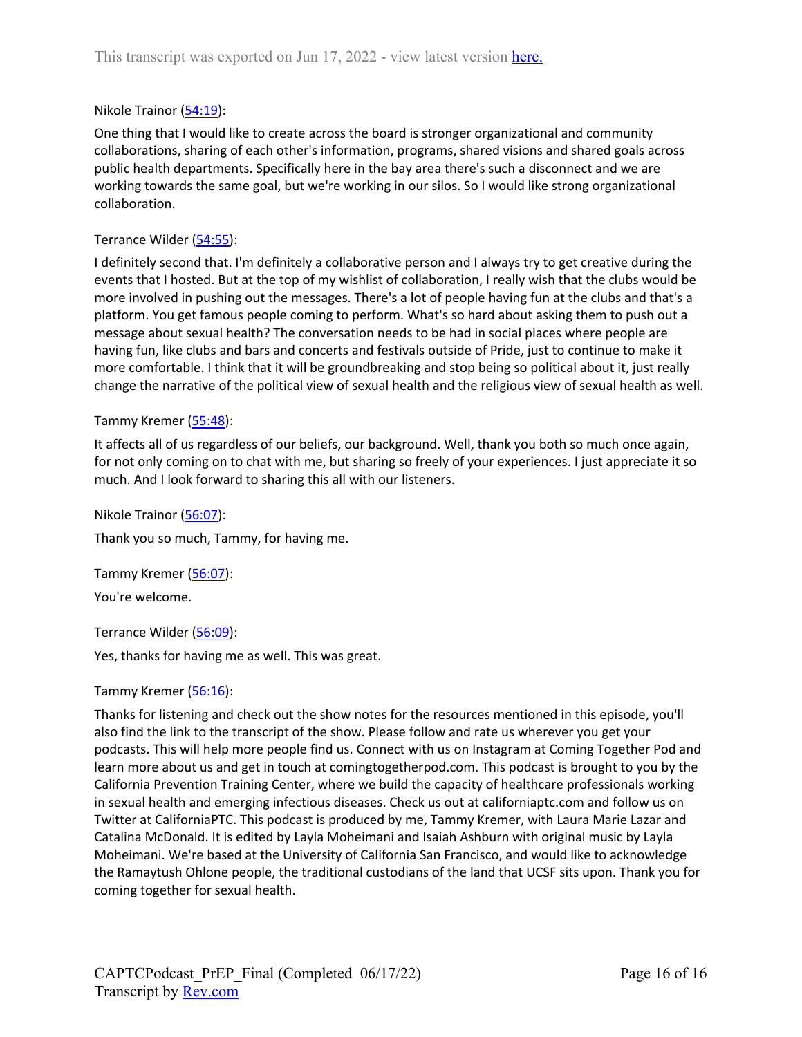Nikole Trainor ([54:19](#)):

One thing that I would like to create across the board is stronger organizational and community collaborations, sharing of each other's information, programs, shared visions and shared goals across public health departments. Specifically here in the bay area there's such a disconnect and we are working towards the same goal, but we're working in our silos. So I would like strong organizational collaboration.

Terrance Wilder ([54:55](#)):

I definitely second that. I'm definitely a collaborative person and I always try to get creative during the events that I hosted. But at the top of my wishlist of collaboration, I really wish that the clubs would be more involved in pushing out the messages. There's a lot of people having fun at the clubs and that's a platform. You get famous people coming to perform. What's so hard about asking them to push out a message about sexual health? The conversation needs to be had in social places where people are having fun, like clubs and bars and concerts and festivals outside of Pride, just to continue to make it more comfortable. I think that it will be groundbreaking and stop being so political about it, just really change the narrative of the political view of sexual health and the religious view of sexual health as well.

Tammy Kremer ([55:48](#)):

It affects all of us regardless of our beliefs, our background. Well, thank you both so much once again, for not only coming on to chat with me, but sharing so freely of your experiences. I just appreciate it so much. And I look forward to sharing this all with our listeners.

Nikole Trainor ([56:07](#)):

Thank you so much, Tammy, for having me.

Tammy Kremer ([56:07](#)):

You're welcome.

Terrance Wilder ([56:09](#)):

Yes, thanks for having me as well. This was great.

Tammy Kremer ([56:16](#)):

Thanks for listening and check out the show notes for the resources mentioned in this episode, you'll also find the link to the transcript of the show. Please follow and rate us wherever you get your podcasts. This will help more people find us. Connect with us on Instagram at Coming Together Pod and learn more about us and get in touch at comingtogetherpod.com. This podcast is brought to you by the California Prevention Training Center, where we build the capacity of healthcare professionals working in sexual health and emerging infectious diseases. Check us out at californiaptc.com and follow us on Twitter at CaliforniaPTC. This podcast is produced by me, Tammy Kremer, with Laura Marie Lazar and Catalina McDonald. It is edited by Layla Moheimani and Isaiah Ashburn with original music by Layla Moheimani. We're based at the University of California San Francisco, and would like to acknowledge the Ramaytush Ohlone people, the traditional custodians of the land that UCSF sits upon. Thank you for coming together for sexual health.